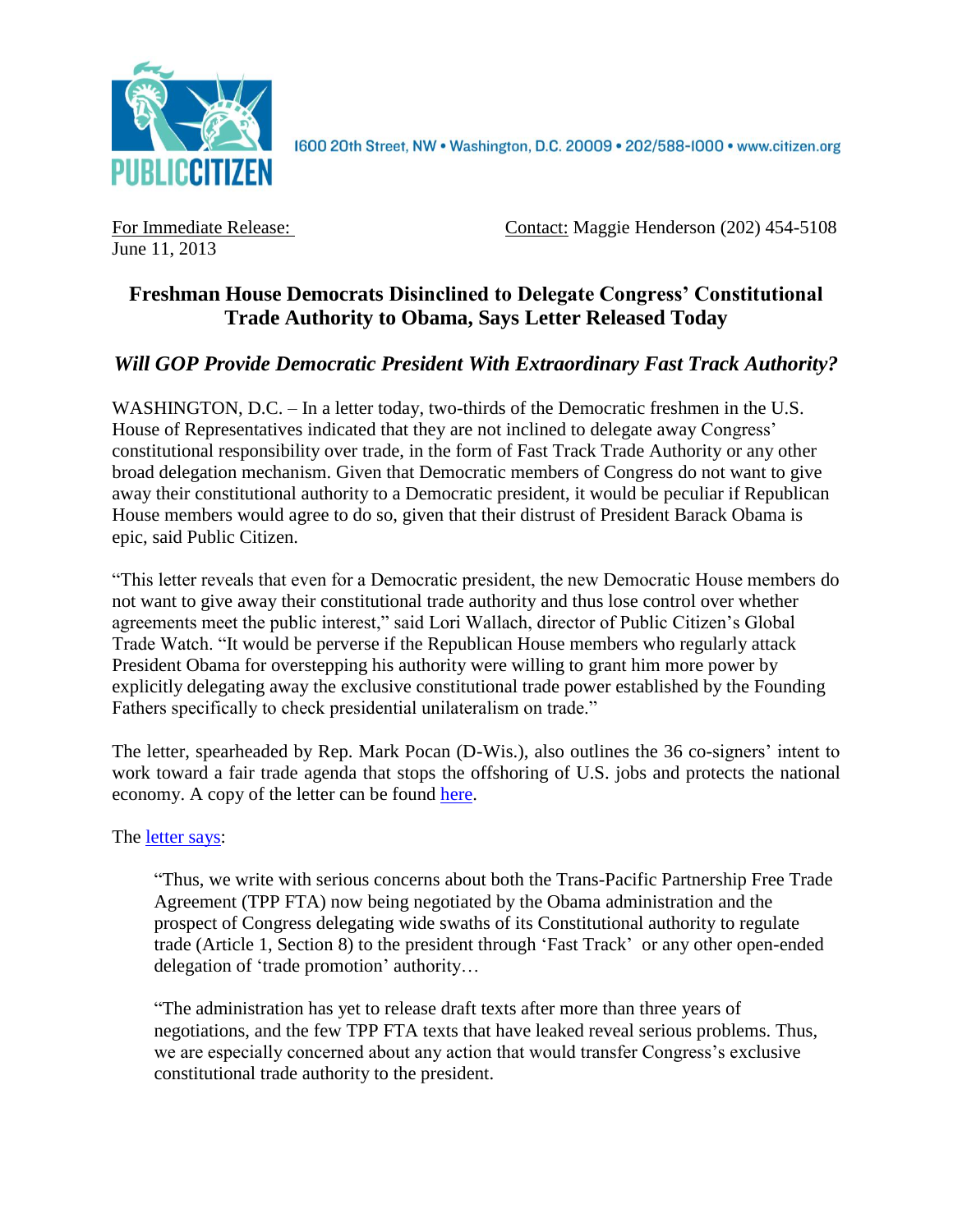PUBLIC CITIZEN

1600 20th Street, NW • Washington, D.C. 20009 • 202/588-1000 • www.citizen.org

For Immediate Release:
June 11, 2013

Contact: Maggie Henderson (202) 454-5108

## Freshman House Democrats Disinclined to Delegate Congress' Constitutional Trade Authority to Obama, Says Letter Released Today

### *Will GOP Provide Democratic President With Extraordinary Fast Track Authority?*

WASHINGTON, D.C. – In a letter today, two-thirds of the Democratic freshmen in the U.S. House of Representatives indicated that they are not inclined to delegate away Congress' constitutional responsibility over trade, in the form of Fast Track Trade Authority or any other broad delegation mechanism. Given that Democratic members of Congress do not want to give away their constitutional authority to a Democratic president, it would be peculiar if Republican House members would agree to do so, given that their distrust of President Barack Obama is epic, said Public Citizen.

"This letter reveals that even for a Democratic president, the new Democratic House members do not want to give away their constitutional trade authority and thus lose control over whether agreements meet the public interest," said Lori Wallach, director of Public Citizen's Global Trade Watch. "It would be perverse if the Republican House members who regularly attack President Obama for overstepping his authority were willing to grant him more power by explicitly delegating away the exclusive constitutional trade power established by the Founding Fathers specifically to check presidential unilateralism on trade."

The letter, spearheaded by Rep. Mark Pocan (D-Wis.), also outlines the 36 co-signers' intent to work toward a fair trade agenda that stops the offshoring of U.S. jobs and protects the national economy. A copy of the letter can be found here.

The letter says:

> "Thus, we write with serious concerns about both the Trans-Pacific Partnership Free Trade Agreement (TPP FTA) now being negotiated by the Obama administration and the prospect of Congress delegating wide swaths of its Constitutional authority to regulate trade (Article 1, Section 8) to the president through 'Fast Track' or any other open-ended delegation of 'trade promotion' authority…
>
> "The administration has yet to release draft texts after more than three years of negotiations, and the few TPP FTA texts that have leaked reveal serious problems. Thus, we are especially concerned about any action that would transfer Congress's exclusive constitutional trade authority to the president.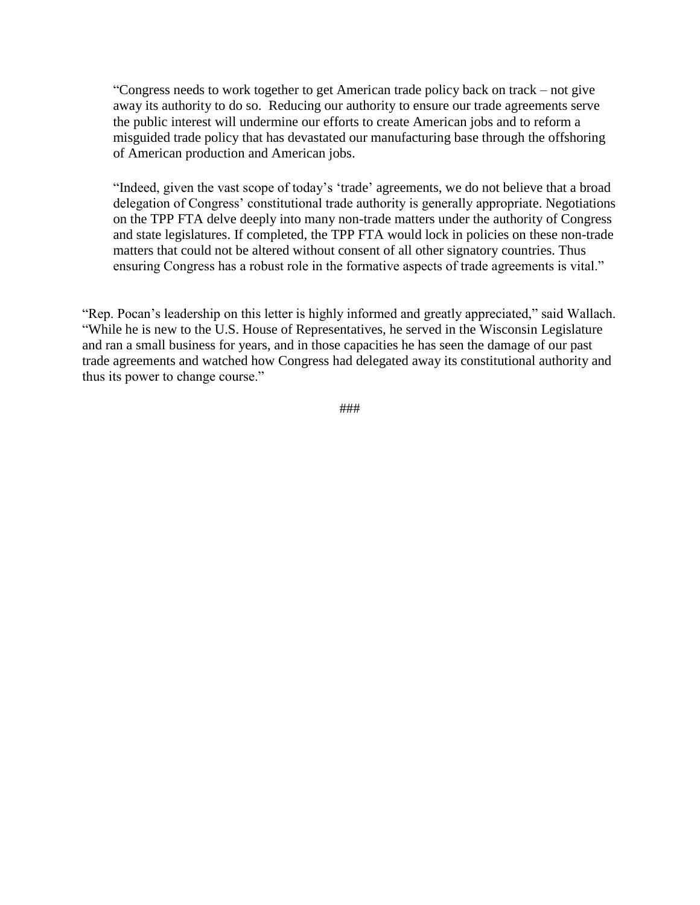> "Congress needs to work together to get American trade policy back on track – not give away its authority to do so. Reducing our authority to ensure our trade agreements serve the public interest will undermine our efforts to create American jobs and to reform a misguided trade policy that has devastated our manufacturing base through the offshoring of American production and American jobs.
>
> "Indeed, given the vast scope of today's 'trade' agreements, we do not believe that a broad delegation of Congress' constitutional trade authority is generally appropriate. Negotiations on the TPP FTA delve deeply into many non-trade matters under the authority of Congress and state legislatures. If completed, the TPP FTA would lock in policies on these non-trade matters that could not be altered without consent of all other signatory countries. Thus ensuring Congress has a robust role in the formative aspects of trade agreements is vital."

"Rep. Pocan's leadership on this letter is highly informed and greatly appreciated," said Wallach. "While he is new to the U.S. House of Representatives, he served in the Wisconsin Legislature and ran a small business for years, and in those capacities he has seen the damage of our past trade agreements and watched how Congress had delegated away its constitutional authority and thus its power to change course."

###